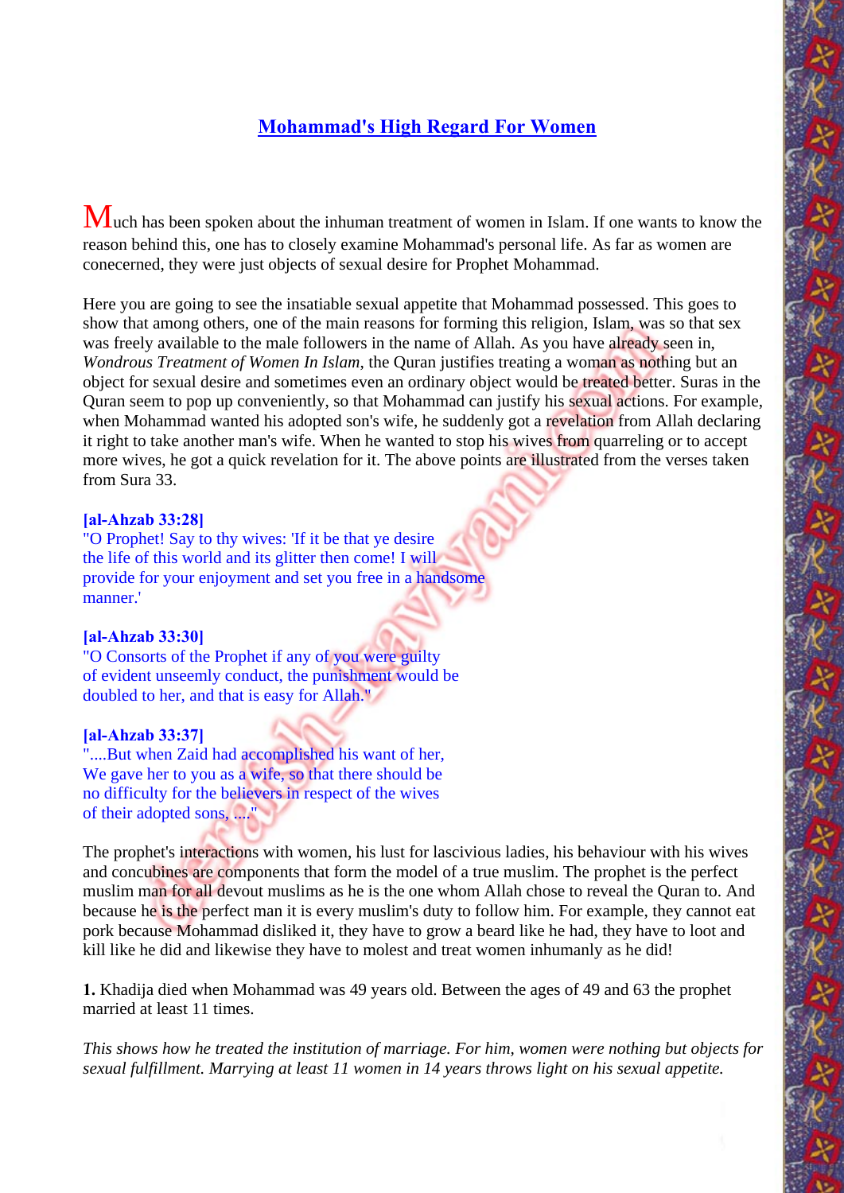# Mohammad's High Regard For Women

Much has been spoken about the inhuman treatment of women in Islam. If one wants to know the reason behind this, one has to closely examine Mohammad's personal life. As far as women are conecerned, they were just objects of sexual desire for Prophet Mohammad.

Here you are going to see the insatiable sexual appetite that Mohammad possessed. This goes to show that among others, one of the main reasons for forming this religion, Islam, was so that sex was freely available to the male followers in the name of Allah. As you have already seen in, *Wondrous Treatment of Women In Islam*, the Quran justifies treating a woman as nothing but an object for sexual desire and sometimes even an ordinary object would be treated better. Suras in the Quran seem to pop up conveniently, so that Mohammad can justify his sexual actions. For example, when Mohammad wanted his adopted son's wife, he suddenly got a revelation from Allah declaring it right to take another man's wife. When he wanted to stop his wives from quarreling or to accept more wives, he got a quick revelation for it. The above points are illustrated from the verses taken from Sura 33.

**[al-Ahzab 33:28]**
"O Prophet! Say to thy wives: 'If it be that ye desire the life of this world and its glitter then come! I will provide for your enjoyment and set you free in a handsome manner.'

**[al-Ahzab 33:30]**
"O Consorts of the Prophet if any of you were guilty of evident unseemly conduct, the punishment would be doubled to her, and that is easy for Allah."

**[al-Ahzab 33:37]**
"....But when Zaid had accomplished his want of her, We gave her to you as a wife, so that there should be no difficulty for the believers in respect of the wives of their adopted sons, ...."

The prophet's interactions with women, his lust for lascivious ladies, his behaviour with his wives and concubines are components that form the model of a true muslim. The prophet is the perfect muslim man for all devout muslims as he is the one whom Allah chose to reveal the Quran to. And because he is the perfect man it is every muslim's duty to follow him. For example, they cannot eat pork because Mohammad disliked it, they have to grow a beard like he had, they have to loot and kill like he did and likewise they have to molest and treat women inhumanly as he did!

**1.** Khadija died when Mohammad was 49 years old. Between the ages of 49 and 63 the prophet married at least 11 times.

*This shows how he treated the institution of marriage. For him, women were nothing but objects for sexual fulfillment. Marrying at least 11 women in 14 years throws light on his sexual appetite.*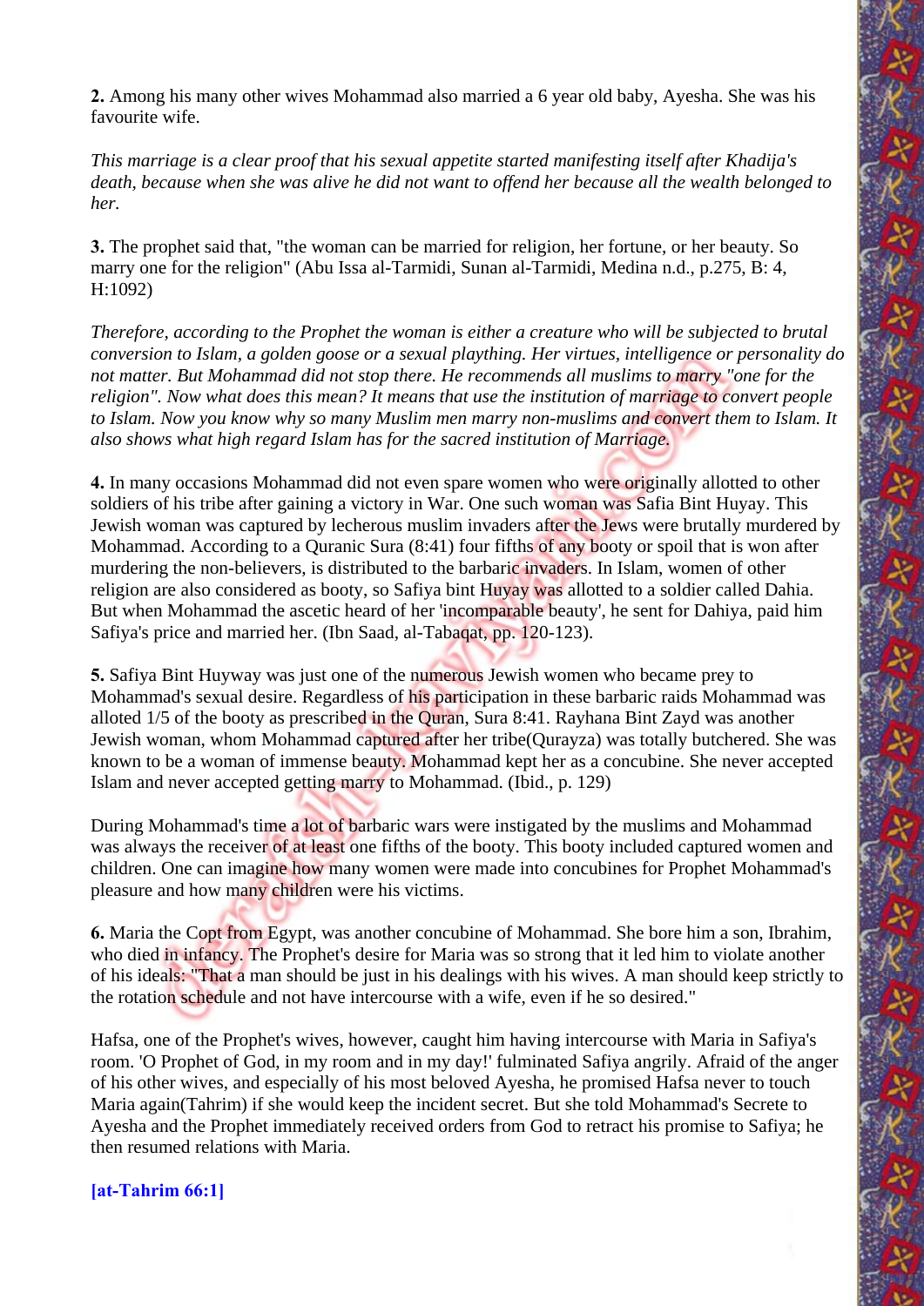**2.** Among his many other wives Mohammad also married a 6 year old baby, Ayesha. She was his favourite wife.

*This marriage is a clear proof that his sexual appetite started manifesting itself after Khadija's death, because when she was alive he did not want to offend her because all the wealth belonged to her.*

**3.** The prophet said that, "the woman can be married for religion, her fortune, or her beauty. So marry one for the religion" (Abu Issa al-Tarmidi, Sunan al-Tarmidi, Medina n.d., p.275, B: 4, H:1092)

*Therefore, according to the Prophet the woman is either a creature who will be subjected to brutal conversion to Islam, a golden goose or a sexual plaything. Her virtues, intelligence or personality do not matter. But Mohammad did not stop there. He recommends all muslims to marry "one for the religion". Now what does this mean? It means that use the institution of marriage to convert people to Islam. Now you know why so many Muslim men marry non-muslims and convert them to Islam. It also shows what high regard Islam has for the sacred institution of Marriage.*

**4.** In many occasions Mohammad did not even spare women who were originally allotted to other soldiers of his tribe after gaining a victory in War. One such woman was Safia Bint Huyay. This Jewish woman was captured by lecherous muslim invaders after the Jews were brutally murdered by Mohammad. According to a Quranic Sura (8:41) four fifths of any booty or spoil that is won after murdering the non-believers, is distributed to the barbaric invaders. In Islam, women of other religion are also considered as booty, so Safiya bint Huyay was allotted to a soldier called Dahia. But when Mohammad the ascetic heard of her 'incomparable beauty', he sent for Dahiya, paid him Safiya's price and married her. (Ibn Saad, al-Tabaqat, pp. 120-123).

**5.** Safiya Bint Huyway was just one of the numerous Jewish women who became prey to Mohammad's sexual desire. Regardless of his participation in these barbaric raids Mohammad was alloted 1/5 of the booty as prescribed in the Quran, Sura 8:41. Rayhana Bint Zayd was another Jewish woman, whom Mohammad captured after her tribe(Qurayza) was totally butchered. She was known to be a woman of immense beauty. Mohammad kept her as a concubine. She never accepted Islam and never accepted getting marry to Mohammad. (Ibid., p. 129)

During Mohammad's time a lot of barbaric wars were instigated by the muslims and Mohammad was always the receiver of at least one fifths of the booty. This booty included captured women and children. One can imagine how many women were made into concubines for Prophet Mohammad's pleasure and how many children were his victims.

**6.** Maria the Copt from Egypt, was another concubine of Mohammad. She bore him a son, Ibrahim, who died in infancy. The Prophet's desire for Maria was so strong that it led him to violate another of his ideals: "That a man should be just in his dealings with his wives. A man should keep strictly to the rotation schedule and not have intercourse with a wife, even if he so desired."

Hafsa, one of the Prophet's wives, however, caught him having intercourse with Maria in Safiya's room. 'O Prophet of God, in my room and in my day!' fulminated Safiya angrily. Afraid of the anger of his other wives, and especially of his most beloved Ayesha, he promised Hafsa never to touch Maria again(Tahrim) if she would keep the incident secret. But she told Mohammad's Secrete to Ayesha and the Prophet immediately received orders from God to retract his promise to Safiya; he then resumed relations with Maria.

**[at-Tahrim 66:1]**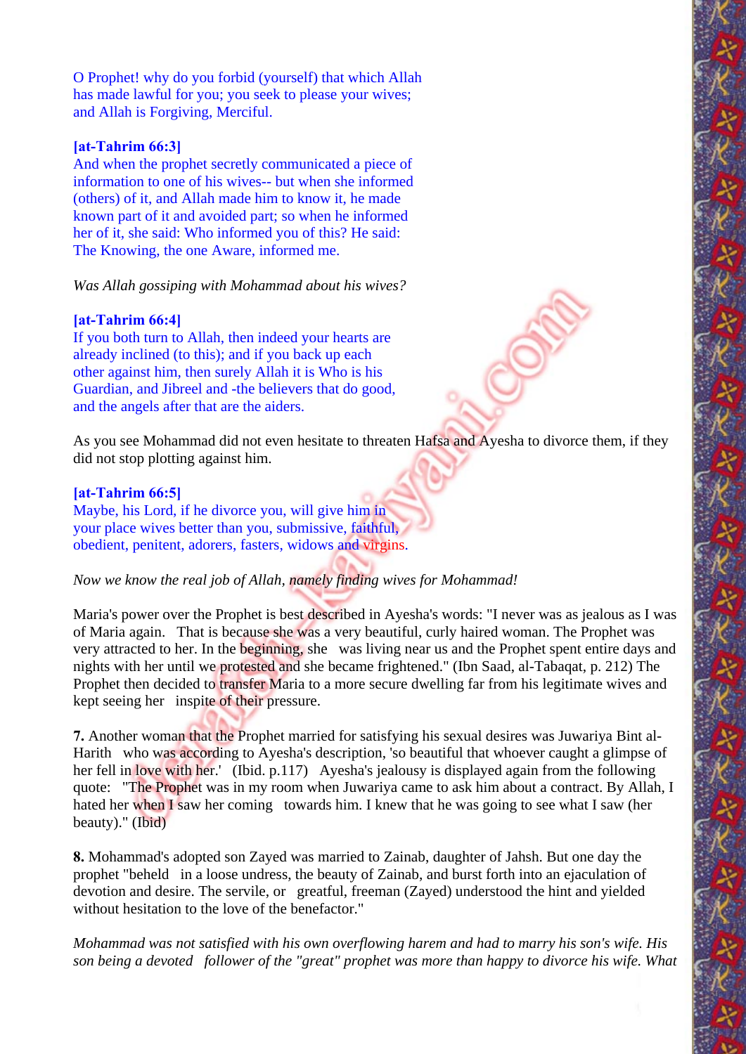O Prophet! why do you forbid (yourself) that which Allah has made lawful for you; you seek to please your wives; and Allah is Forgiving, Merciful.

**[at-Tahrim 66:3]**
And when the prophet secretly communicated a piece of information to one of his wives-- but when she informed (others) of it, and Allah made him to know it, he made known part of it and avoided part; so when he informed her of it, she said: Who informed you of this? He said: The Knowing, the one Aware, informed me.

*Was Allah gossiping with Mohammad about his wives?*

**[at-Tahrim 66:4]**
If you both turn to Allah, then indeed your hearts are already inclined (to this); and if you back up each other against him, then surely Allah it is Who is his Guardian, and Jibreel and -the believers that do good, and the angels after that are the aiders.

As you see Mohammad did not even hesitate to threaten Hafsa and Ayesha to divorce them, if they did not stop plotting against him.

**[at-Tahrim 66:5]**
Maybe, his Lord, if he divorce you, will give him in your place wives better than you, submissive, faithful, obedient, penitent, adorers, fasters, widows and virgins.

*Now we know the real job of Allah, namely finding wives for Mohammad!*

Maria's power over the Prophet is best described in Ayesha's words: "I never was as jealous as I was of Maria again. That is because she was a very beautiful, curly haired woman. The Prophet was very attracted to her. In the beginning, she was living near us and the Prophet spent entire days and nights with her until we protested and she became frightened." (Ibn Saad, al-Tabaqat, p. 212) The Prophet then decided to transfer Maria to a more secure dwelling far from his legitimate wives and kept seeing her inspite of their pressure.

**7.** Another woman that the Prophet married for satisfying his sexual desires was Juwariya Bint al-Harith who was according to Ayesha's description, 'so beautiful that whoever caught a glimpse of her fell in love with her.' (Ibid. p.117) Ayesha's jealousy is displayed again from the following quote: "The Prophet was in my room when Juwariya came to ask him about a contract. By Allah, I hated her when I saw her coming towards him. I knew that he was going to see what I saw (her beauty)." (Ibid)

**8.** Mohammad's adopted son Zayed was married to Zainab, daughter of Jahsh. But one day the prophet "beheld in a loose undress, the beauty of Zainab, and burst forth into an ejaculation of devotion and desire. The servile, or greatful, freeman (Zayed) understood the hint and yielded without hesitation to the love of the benefactor."

*Mohammad was not satisfied with his own overflowing harem and had to marry his son's wife. His son being a devoted follower of the "great" prophet was more than happy to divorce his wife. What*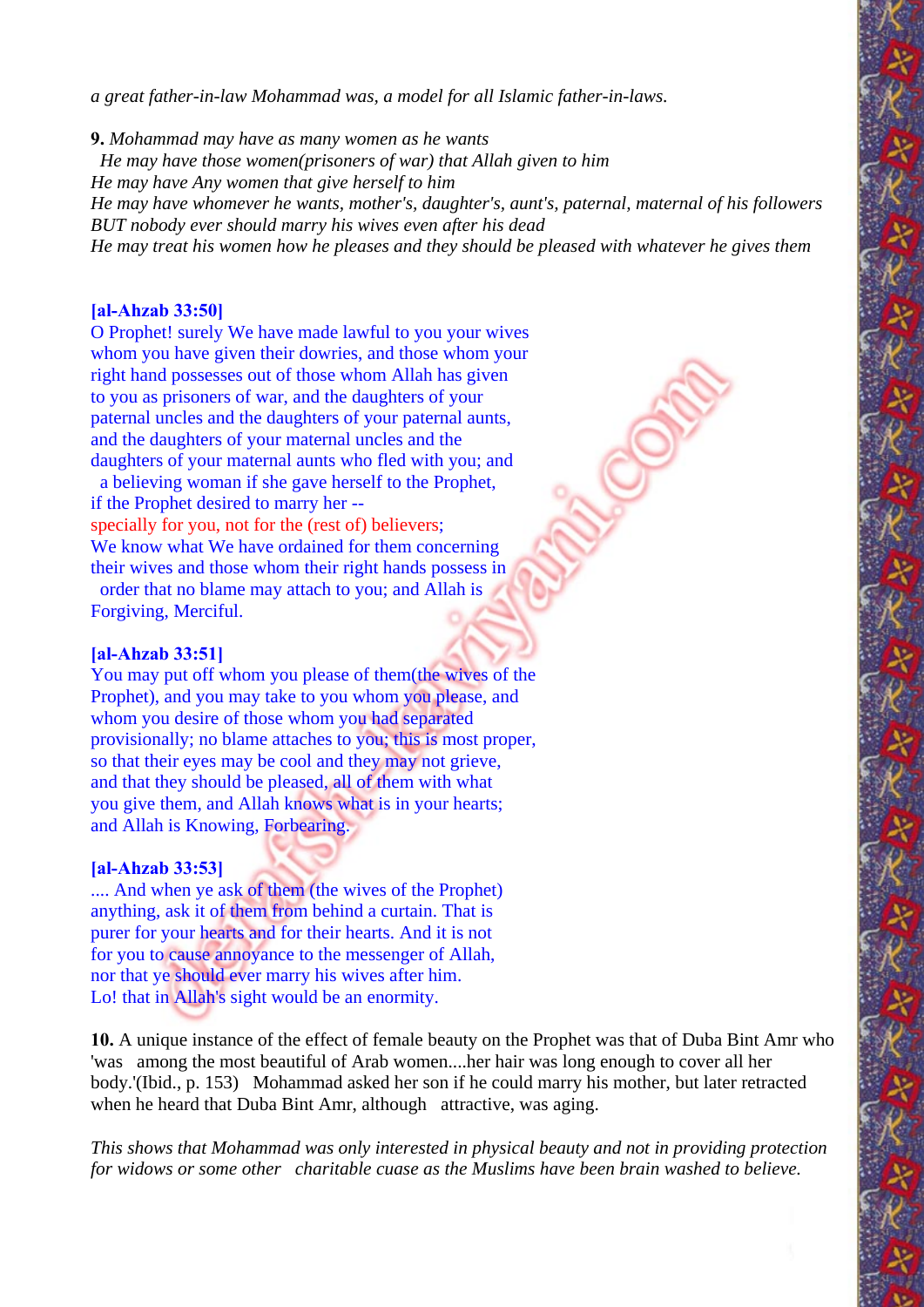*a great father-in-law Mohammad was, a model for all Islamic father-in-laws.*

**9.** *Mohammad may have as many women as he wants*
*He may have those women(prisoners of war) that Allah given to him*
*He may have Any women that give herself to him*
*He may have whomever he wants, mother's, daughter's, aunt's, paternal, maternal of his followers*
*BUT nobody ever should marry his wives even after his dead*
*He may treat his women how he pleases and they should be pleased with whatever he gives them*

**[al-Ahzab 33:50]**
O Prophet! surely We have made lawful to you your wives whom you have given their dowries, and those whom your right hand possesses out of those whom Allah has given to you as prisoners of war, and the daughters of your paternal uncles and the daughters of your paternal aunts, and the daughters of your maternal uncles and the daughters of your maternal aunts who fled with you; and a believing woman if she gave herself to the Prophet, if the Prophet desired to marry her --
specially for you, not for the (rest of) believers;
We know what We have ordained for them concerning their wives and those whom their right hands possess in order that no blame may attach to you; and Allah is Forgiving, Merciful.

**[al-Ahzab 33:51]**
You may put off whom you please of them(the wives of the Prophet), and you may take to you whom you please, and whom you desire of those whom you had separated provisionally; no blame attaches to you; this is most proper, so that their eyes may be cool and they may not grieve, and that they should be pleased, all of them with what you give them, and Allah knows what is in your hearts; and Allah is Knowing, Forbearing.

**[al-Ahzab 33:53]**
.... And when ye ask of them (the wives of the Prophet) anything, ask it of them from behind a curtain. That is purer for your hearts and for their hearts. And it is not for you to cause annoyance to the messenger of Allah, nor that ye should ever marry his wives after him. Lo! that in Allah's sight would be an enormity.

**10.** A unique instance of the effect of female beauty on the Prophet was that of Duba Bint Amr who 'was among the most beautiful of Arab women....her hair was long enough to cover all her body.'(Ibid., p. 153) Mohammad asked her son if he could marry his mother, but later retracted when he heard that Duba Bint Amr, although attractive, was aging.

*This shows that Mohammad was only interested in physical beauty and not in providing protection for widows or some other charitable cuase as the Muslims have been brain washed to believe.*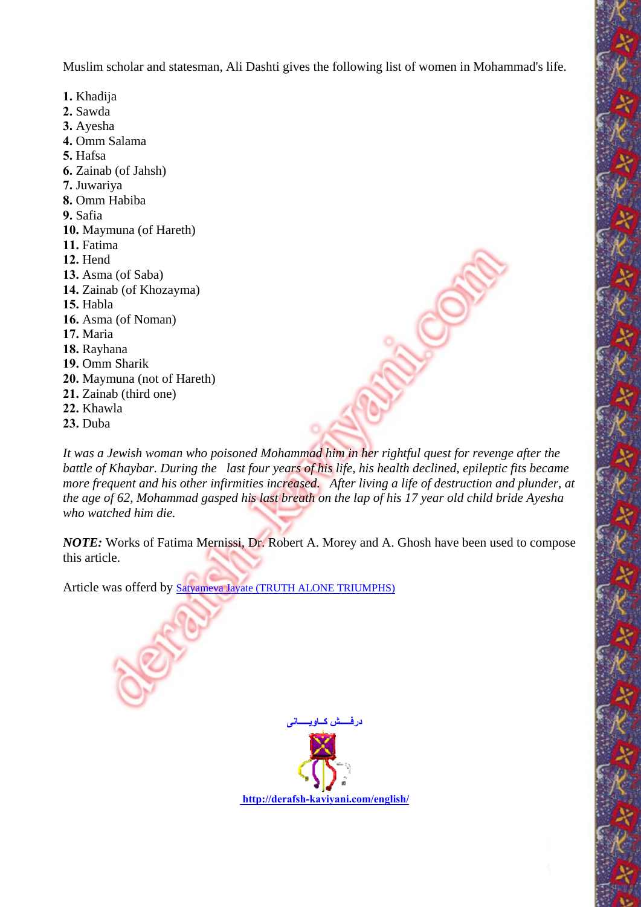Muslim scholar and statesman, Ali Dashti gives the following list of women in Mohammad's life.

**1.** Khadija
**2.** Sawda
**3.** Ayesha
**4.** Omm Salama
**5.** Hafsa
**6.** Zainab (of Jahsh)
**7.** Juwariya
**8.** Omm Habiba
**9.** Safia
**10.** Maymuna (of Hareth)
**11.** Fatima
**12.** Hend
**13.** Asma (of Saba)
**14.** Zainab (of Khozayma)
**15.** Habla
**16.** Asma (of Noman)
**17.** Maria
**18.** Rayhana
**19.** Omm Sharik
**20.** Maymuna (not of Hareth)
**21.** Zainab (third one)
**22.** Khawla
**23.** Duba

*It was a Jewish woman who poisoned Mohammad him in her rightful quest for revenge after the battle of Khaybar. During the last four years of his life, his health declined, epileptic fits became more frequent and his other infirmities increased. After living a life of destruction and plunder, at the age of 62, Mohammad gasped his last breath on the lap of his 17 year old child bride Ayesha who watched him die.*

***NOTE:*** Works of Fatima Mernissi, Dr. Robert A. Morey and A. Ghosh have been used to compose this article.

Article was offerd by Satyameva Jayate (TRUTH ALONE TRIUMPHS)

درفـــش كـــاويـــانى

**http://derafsh-kaviyani.com/english/**